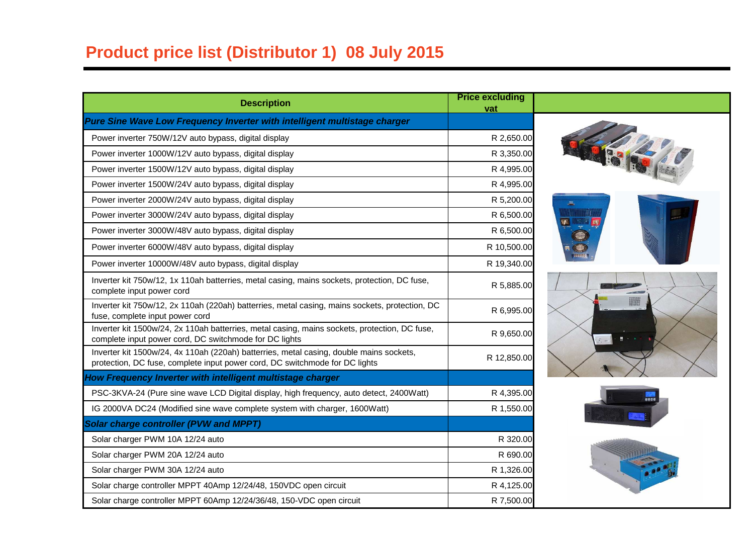# Product price list (Distributor 1) 08 July 2015

| Description | Price excluding vat |
|---|---|
| ***Pure Sine Wave Low Frequency Inverter with intelligent multistage charger*** | |
| Power inverter 750W/12V auto bypass, digital display | R 2,650.00 |
| Power inverter 1000W/12V auto bypass, digital display | R 3,350.00 |
| Power inverter 1500W/12V auto bypass, digital display | R 4,995.00 |
| Power inverter 1500W/24V auto bypass, digital display | R 4,995.00 |
| Power inverter 2000W/24V auto bypass, digital display | R 5,200.00 |
| Power inverter 3000W/24V auto bypass, digital display | R 6,500.00 |
| Power inverter 3000W/48V auto bypass, digital display | R 6,500.00 |
| Power inverter 6000W/48V auto bypass, digital display | R 10,500.00 |
| Power inverter 10000W/48V auto bypass, digital display | R 19,340.00 |
| Inverter kit 750w/12, 1x 110ah batteries, metal casing, mains sockets, protection, DC fuse, complete input power cord | R 5,885.00 |
| Inverter kit 750w/12, 2x 110ah (220ah) batteries, metal casing, mains sockets, protection, DC fuse, complete input power cord | R 6,995.00 |
| Inverter kit 1500w/24, 2x 110ah batteries, metal casing, mains sockets, protection, DC fuse, complete input power cord, DC switchmode for DC lights | R 9,650.00 |
| Inverter kit 1500w/24, 4x 110ah (220ah) batteries, metal casing, double mains sockets, protection, DC fuse, complete input power cord, DC switchmode for DC lights | R 12,850.00 |
| ***How Frequency Inverter with intelligent multistage charger*** | |
| PSC-3KVA-24 (Pure sine wave LCD Digital display, high frequency, auto detect, 2400Watt) | R 4,395.00 |
| IG 2000VA DC24 (Modified sine wave complete system with charger, 1600Watt) | R 1,550.00 |
| ***Solar charge controller (PVW and MPPT)*** | |
| Solar charger PWM 10A 12/24 auto | R 320.00 |
| Solar charger PWM 20A 12/24 auto | R 690.00 |
| Solar charger PWM 30A 12/24 auto | R 1,326.00 |
| Solar charge controller MPPT 40Amp 12/24/48, 150VDC open circuit | R 4,125.00 |
| Solar charge controller MPPT 60Amp 12/24/36/48, 150-VDC open circuit | R 7,500.00 |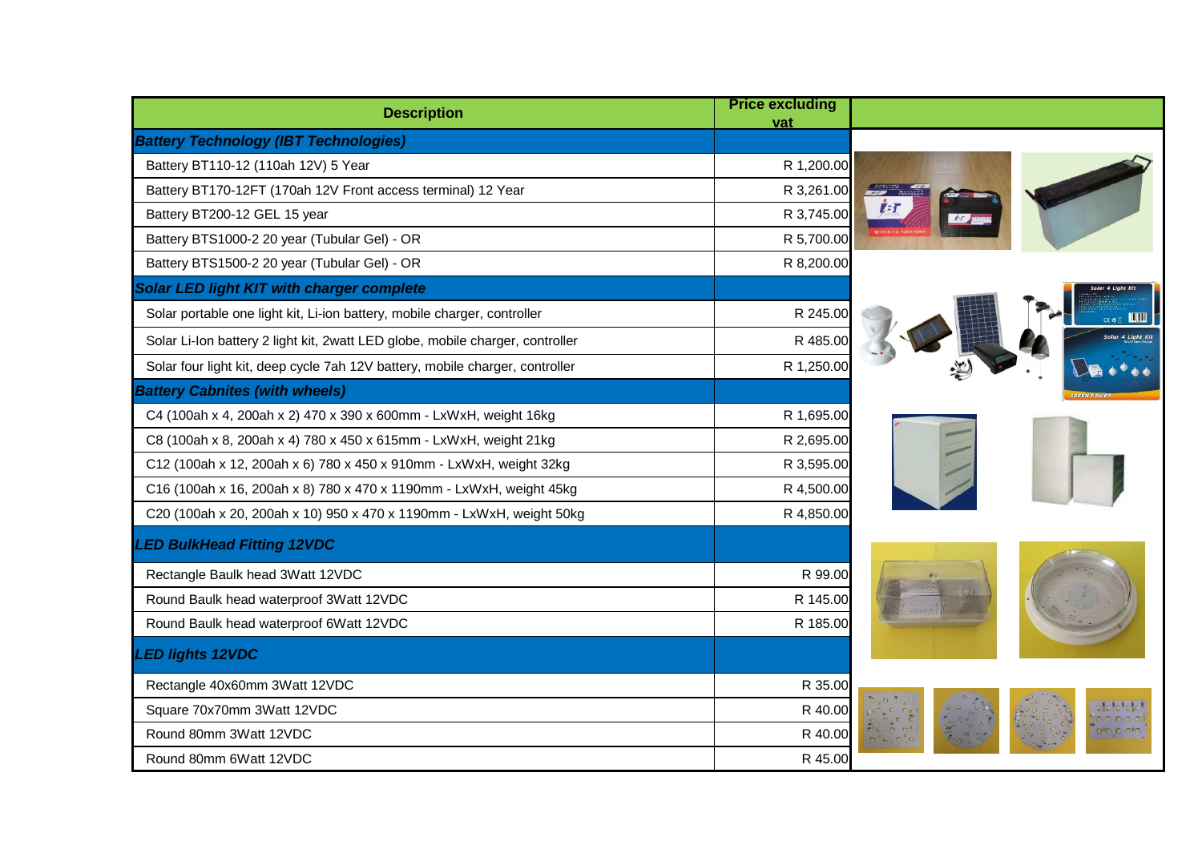| Description | Price excluding vat |
|---|---|
| ***Battery Technology (IBT Technologies)*** | |
| Battery BT110-12 (110ah 12V) 5 Year | R 1,200.00 |
| Battery BT170-12FT (170ah 12V Front access terminal) 12 Year | R 3,261.00 |
| Battery BT200-12 GEL 15 year | R 3,745.00 |
| Battery BTS1000-2 20 year (Tubular Gel) - OR | R 5,700.00 |
| Battery BTS1500-2 20 year (Tubular Gel) - OR | R 8,200.00 |
| ***Solar LED light KIT with charger complete*** | |
| Solar portable one light kit, Li-ion battery, mobile charger, controller | R 245.00 |
| Solar Li-Ion battery 2 light kit, 2watt LED globe, mobile charger, controller | R 485.00 |
| Solar four light kit, deep cycle 7ah 12V battery, mobile charger, controller | R 1,250.00 |
| ***Battery Cabnites (with wheels)*** | |
| C4 (100ah x 4, 200ah x 2) 470 x 390 x 600mm - LxWxH, weight 16kg | R 1,695.00 |
| C8 (100ah x 8, 200ah x 4) 780 x 450 x 615mm - LxWxH, weight 21kg | R 2,695.00 |
| C12 (100ah x 12, 200ah x 6) 780 x 450 x 910mm - LxWxH, weight 32kg | R 3,595.00 |
| C16 (100ah x 16, 200ah x 8) 780 x 470 x 1190mm - LxWxH, weight 45kg | R 4,500.00 |
| C20 (100ah x 20, 200ah x 10) 950 x 470 x 1190mm - LxWxH, weight 50kg | R 4,850.00 |
| ***LED BulkHead Fitting 12VDC*** | |
| Rectangle Baulk head 3Watt 12VDC | R 99.00 |
| Round Baulk head waterproof 3Watt 12VDC | R 145.00 |
| Round Baulk head waterproof 6Watt 12VDC | R 185.00 |
| ***LED lights 12VDC*** | |
| Rectangle 40x60mm 3Watt 12VDC | R 35.00 |
| Square 70x70mm 3Watt 12VDC | R 40.00 |
| Round 80mm 3Watt 12VDC | R 40.00 |
| Round 80mm 6Watt 12VDC | R 45.00 |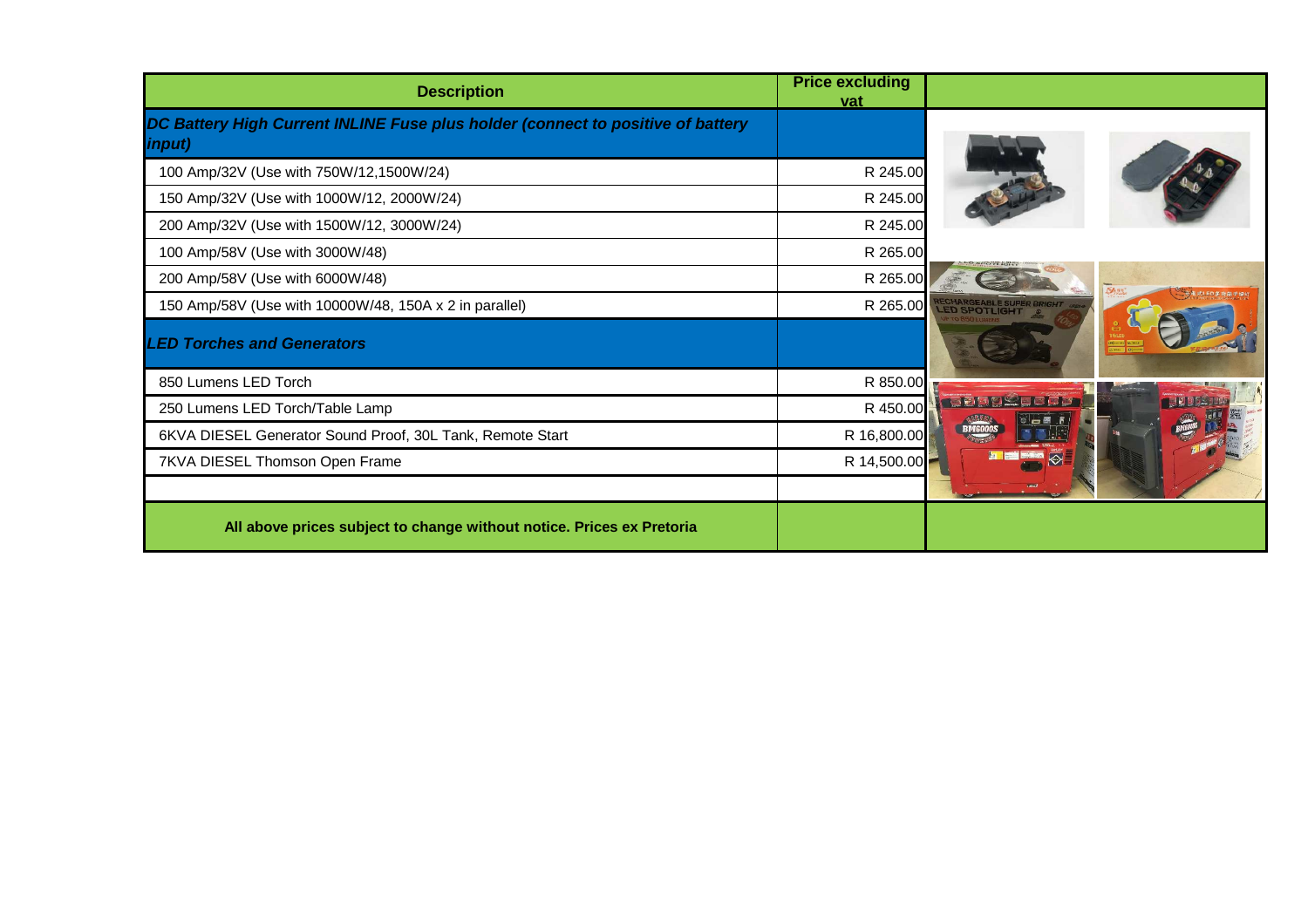| Description | Price excluding vat | |
|---|---|---|
| ***DC Battery High Current INLINE Fuse plus holder (connect to positive of battery input)*** | | |
| 100 Amp/32V (Use with 750W/12,1500W/24) | R 245.00 | |
| 150 Amp/32V (Use with 1000W/12, 2000W/24) | R 245.00 | |
| 200 Amp/32V (Use with 1500W/12, 3000W/24) | R 245.00 | |
| 100 Amp/58V (Use with 3000W/48) | R 265.00 | |
| 200 Amp/58V (Use with 6000W/48) | R 265.00 | |
| 150 Amp/58V (Use with 10000W/48, 150A x 2 in parallel) | R 265.00 | |
| ***LED Torches and Generators*** | | |
| 850 Lumens LED Torch | R 850.00 | |
| 250 Lumens LED Torch/Table Lamp | R 450.00 | |
| 6KVA DIESEL Generator Sound Proof, 30L Tank, Remote Start | R 16,800.00 | |
| 7KVA DIESEL Thomson Open Frame | R 14,500.00 | |
| | | |
| **All above prices subject to change without notice. Prices ex Pretoria** | | |